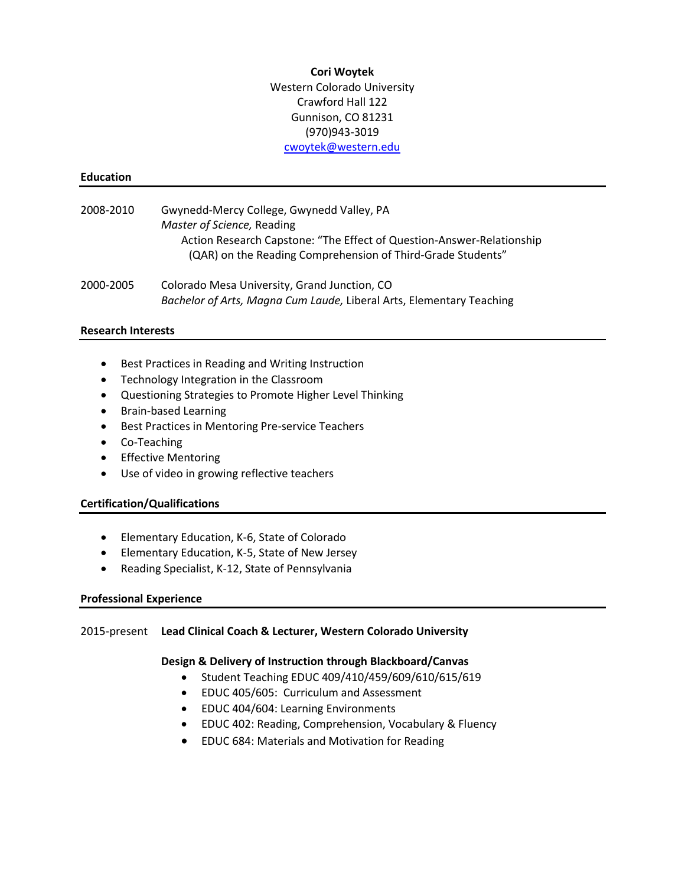**Cori Woytek**
Western Colorado University
Crawford Hall 122
Gunnison, CO 81231
(970)943-3019
cwoytek@western.edu

## Education

2008-2010 Gwynedd-Mercy College, Gwynedd Valley, PA
*Master of Science,* Reading
Action Research Capstone: "The Effect of Question-Answer-Relationship (QAR) on the Reading Comprehension of Third-Grade Students"

2000-2005 Colorado Mesa University, Grand Junction, CO
*Bachelor of Arts, Magna Cum Laude,* Liberal Arts, Elementary Teaching

## Research Interests

- Best Practices in Reading and Writing Instruction
- Technology Integration in the Classroom
- Questioning Strategies to Promote Higher Level Thinking
- Brain-based Learning
- Best Practices in Mentoring Pre-service Teachers
- Co-Teaching
- Effective Mentoring
- Use of video in growing reflective teachers

## Certification/Qualifications

- Elementary Education, K-6, State of Colorado
- Elementary Education, K-5, State of New Jersey
- Reading Specialist, K-12, State of Pennsylvania

## Professional Experience

2015-present **Lead Clinical Coach & Lecturer, Western Colorado University**

**Design & Delivery of Instruction through Blackboard/Canvas**

- Student Teaching EDUC 409/410/459/609/610/615/619
- EDUC 405/605: Curriculum and Assessment
- EDUC 404/604: Learning Environments
- EDUC 402: Reading, Comprehension, Vocabulary & Fluency
- EDUC 684: Materials and Motivation for Reading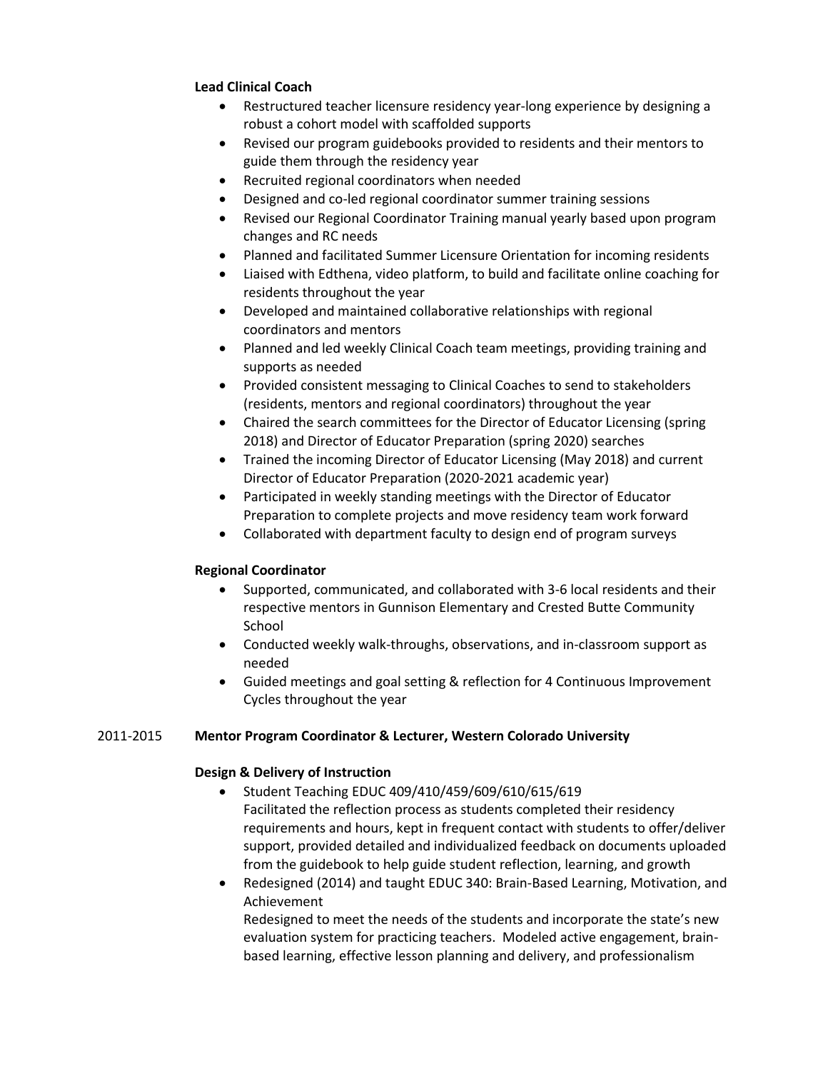**Lead Clinical Coach**

- Restructured teacher licensure residency year-long experience by designing a robust a cohort model with scaffolded supports
- Revised our program guidebooks provided to residents and their mentors to guide them through the residency year
- Recruited regional coordinators when needed
- Designed and co-led regional coordinator summer training sessions
- Revised our Regional Coordinator Training manual yearly based upon program changes and RC needs
- Planned and facilitated Summer Licensure Orientation for incoming residents
- Liaised with Edthena, video platform, to build and facilitate online coaching for residents throughout the year
- Developed and maintained collaborative relationships with regional coordinators and mentors
- Planned and led weekly Clinical Coach team meetings, providing training and supports as needed
- Provided consistent messaging to Clinical Coaches to send to stakeholders (residents, mentors and regional coordinators) throughout the year
- Chaired the search committees for the Director of Educator Licensing (spring 2018) and Director of Educator Preparation (spring 2020) searches
- Trained the incoming Director of Educator Licensing (May 2018) and current Director of Educator Preparation (2020-2021 academic year)
- Participated in weekly standing meetings with the Director of Educator Preparation to complete projects and move residency team work forward
- Collaborated with department faculty to design end of program surveys

**Regional Coordinator**

- Supported, communicated, and collaborated with 3-6 local residents and their respective mentors in Gunnison Elementary and Crested Butte Community School
- Conducted weekly walk-throughs, observations, and in-classroom support as needed
- Guided meetings and goal setting & reflection for 4 Continuous Improvement Cycles throughout the year

2011-2015 **Mentor Program Coordinator & Lecturer, Western Colorado University**

**Design & Delivery of Instruction**

- Student Teaching EDUC 409/410/459/609/610/615/619
  Facilitated the reflection process as students completed their residency requirements and hours, kept in frequent contact with students to offer/deliver support, provided detailed and individualized feedback on documents uploaded from the guidebook to help guide student reflection, learning, and growth
- Redesigned (2014) and taught EDUC 340: Brain-Based Learning, Motivation, and Achievement
  Redesigned to meet the needs of the students and incorporate the state's new evaluation system for practicing teachers. Modeled active engagement, brain-based learning, effective lesson planning and delivery, and professionalism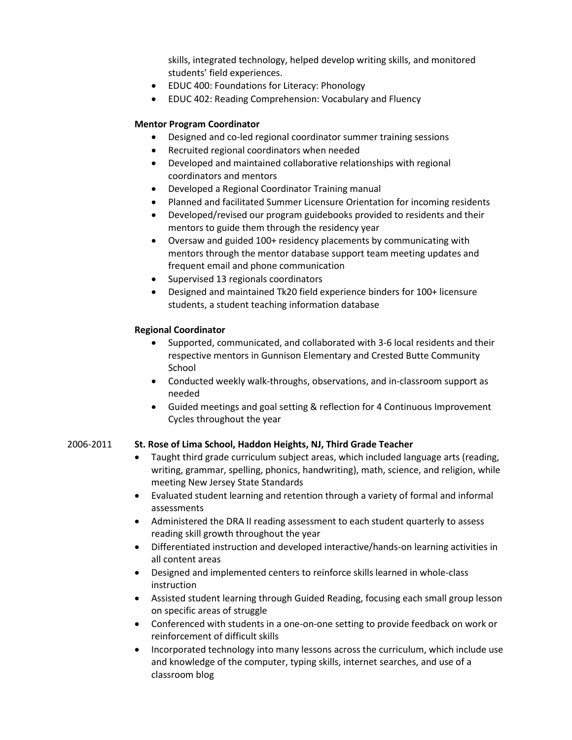skills, integrated technology, helped develop writing skills, and monitored students' field experiences.

- EDUC 400: Foundations for Literacy: Phonology
- EDUC 402: Reading Comprehension: Vocabulary and Fluency

**Mentor Program Coordinator**

- Designed and co-led regional coordinator summer training sessions
- Recruited regional coordinators when needed
- Developed and maintained collaborative relationships with regional coordinators and mentors
- Developed a Regional Coordinator Training manual
- Planned and facilitated Summer Licensure Orientation for incoming residents
- Developed/revised our program guidebooks provided to residents and their mentors to guide them through the residency year
- Oversaw and guided 100+ residency placements by communicating with mentors through the mentor database support team meeting updates and frequent email and phone communication
- Supervised 13 regionals coordinators
- Designed and maintained Tk20 field experience binders for 100+ licensure students, a student teaching information database

**Regional Coordinator**

- Supported, communicated, and collaborated with 3-6 local residents and their respective mentors in Gunnison Elementary and Crested Butte Community School
- Conducted weekly walk-throughs, observations, and in-classroom support as needed
- Guided meetings and goal setting & reflection for 4 Continuous Improvement Cycles throughout the year

2006-2011 **St. Rose of Lima School, Haddon Heights, NJ, Third Grade Teacher**

- Taught third grade curriculum subject areas, which included language arts (reading, writing, grammar, spelling, phonics, handwriting), math, science, and religion, while meeting New Jersey State Standards
- Evaluated student learning and retention through a variety of formal and informal assessments
- Administered the DRA II reading assessment to each student quarterly to assess reading skill growth throughout the year
- Differentiated instruction and developed interactive/hands-on learning activities in all content areas
- Designed and implemented centers to reinforce skills learned in whole-class instruction
- Assisted student learning through Guided Reading, focusing each small group lesson on specific areas of struggle
- Conferenced with students in a one-on-one setting to provide feedback on work or reinforcement of difficult skills
- Incorporated technology into many lessons across the curriculum, which include use and knowledge of the computer, typing skills, internet searches, and use of a classroom blog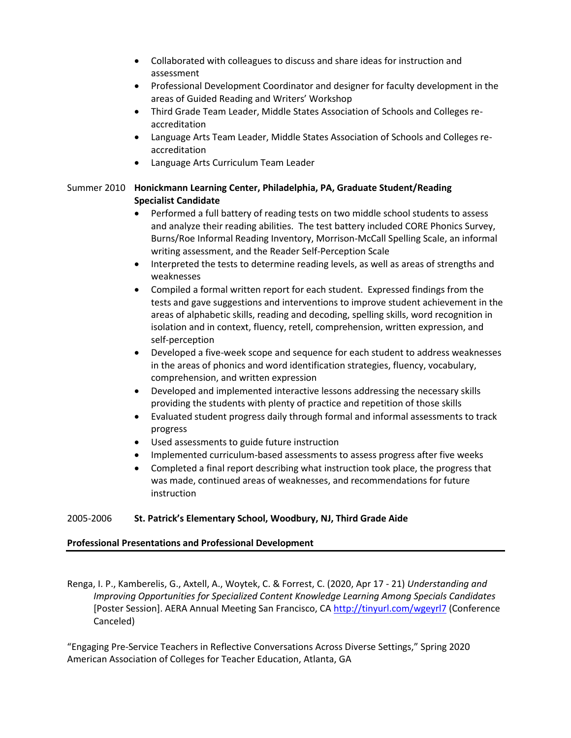- Collaborated with colleagues to discuss and share ideas for instruction and assessment
- Professional Development Coordinator and designer for faculty development in the areas of Guided Reading and Writers' Workshop
- Third Grade Team Leader, Middle States Association of Schools and Colleges re-accreditation
- Language Arts Team Leader, Middle States Association of Schools and Colleges re-accreditation
- Language Arts Curriculum Team Leader

Summer 2010 **Honickmann Learning Center, Philadelphia, PA, Graduate Student/Reading Specialist Candidate**

- Performed a full battery of reading tests on two middle school students to assess and analyze their reading abilities. The test battery included CORE Phonics Survey, Burns/Roe Informal Reading Inventory, Morrison-McCall Spelling Scale, an informal writing assessment, and the Reader Self-Perception Scale
- Interpreted the tests to determine reading levels, as well as areas of strengths and weaknesses
- Compiled a formal written report for each student. Expressed findings from the tests and gave suggestions and interventions to improve student achievement in the areas of alphabetic skills, reading and decoding, spelling skills, word recognition in isolation and in context, fluency, retell, comprehension, written expression, and self-perception
- Developed a five-week scope and sequence for each student to address weaknesses in the areas of phonics and word identification strategies, fluency, vocabulary, comprehension, and written expression
- Developed and implemented interactive lessons addressing the necessary skills providing the students with plenty of practice and repetition of those skills
- Evaluated student progress daily through formal and informal assessments to track progress
- Used assessments to guide future instruction
- Implemented curriculum-based assessments to assess progress after five weeks
- Completed a final report describing what instruction took place, the progress that was made, continued areas of weaknesses, and recommendations for future instruction

2005-2006 **St. Patrick's Elementary School, Woodbury, NJ, Third Grade Aide**

## Professional Presentations and Professional Development

Renga, I. P., Kamberelis, G., Axtell, A., Woytek, C. & Forrest, C. (2020, Apr 17 - 21) *Understanding and Improving Opportunities for Specialized Content Knowledge Learning Among Specials Candidates* [Poster Session]. AERA Annual Meeting San Francisco, CA http://tinyurl.com/wgeyrl7 (Conference Canceled)

"Engaging Pre-Service Teachers in Reflective Conversations Across Diverse Settings," Spring 2020 American Association of Colleges for Teacher Education, Atlanta, GA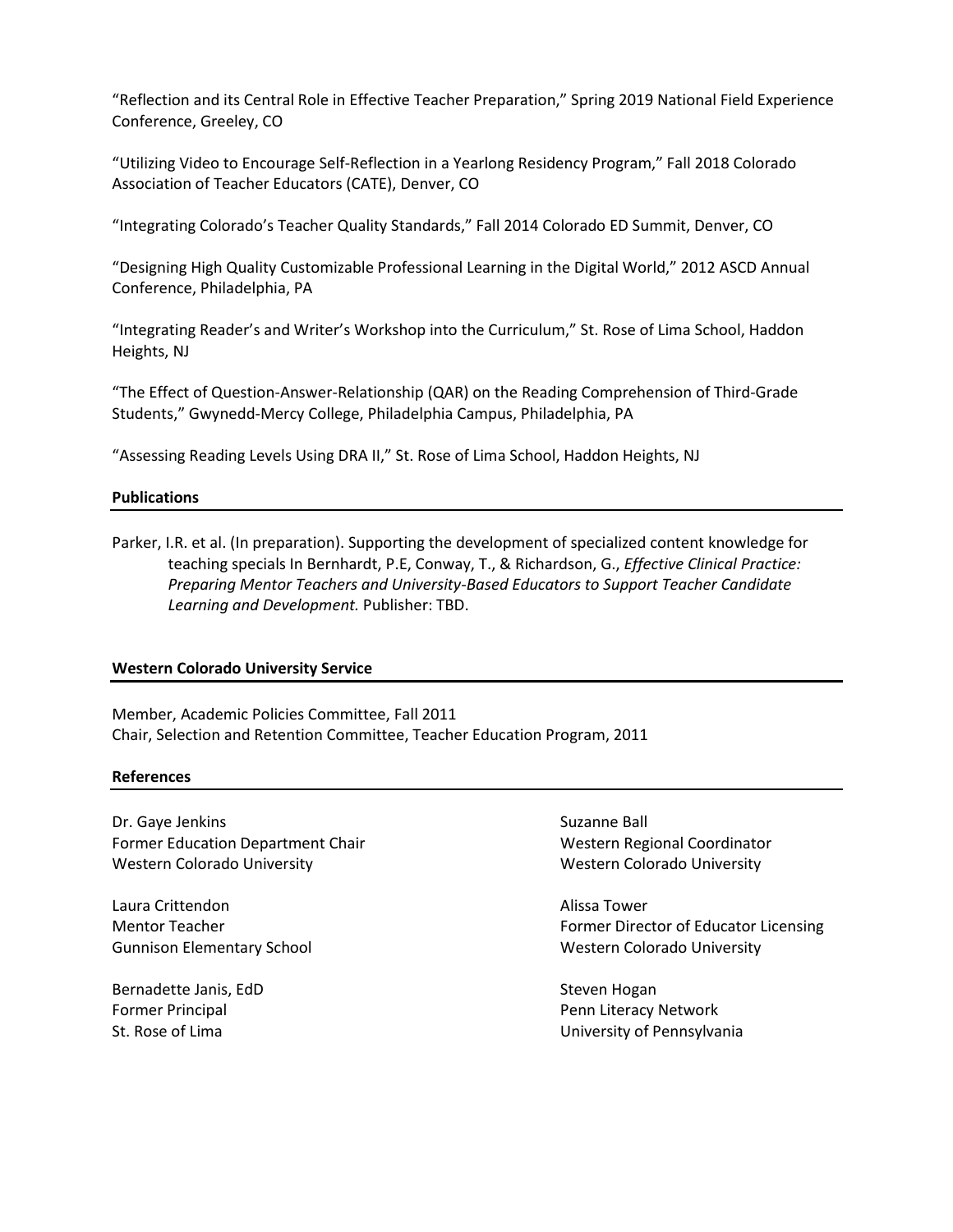"Reflection and its Central Role in Effective Teacher Preparation," Spring 2019 National Field Experience Conference, Greeley, CO

"Utilizing Video to Encourage Self-Reflection in a Yearlong Residency Program," Fall 2018 Colorado Association of Teacher Educators (CATE), Denver, CO

"Integrating Colorado's Teacher Quality Standards," Fall 2014 Colorado ED Summit, Denver, CO

"Designing High Quality Customizable Professional Learning in the Digital World," 2012 ASCD Annual Conference, Philadelphia, PA

"Integrating Reader's and Writer's Workshop into the Curriculum," St. Rose of Lima School, Haddon Heights, NJ

"The Effect of Question-Answer-Relationship (QAR) on the Reading Comprehension of Third-Grade Students," Gwynedd-Mercy College, Philadelphia Campus, Philadelphia, PA

"Assessing Reading Levels Using DRA II," St. Rose of Lima School, Haddon Heights, NJ

## Publications

Parker, I.R. et al. (In preparation). Supporting the development of specialized content knowledge for teaching specials In Bernhardt, P.E, Conway, T., & Richardson, G., *Effective Clinical Practice: Preparing Mentor Teachers and University-Based Educators to Support Teacher Candidate Learning and Development.* Publisher: TBD.

## Western Colorado University Service

Member, Academic Policies Committee, Fall 2011
Chair, Selection and Retention Committee, Teacher Education Program, 2011

## References

Dr. Gaye Jenkins
Former Education Department Chair
Western Colorado University

Laura Crittendon
Mentor Teacher
Gunnison Elementary School

Bernadette Janis, EdD
Former Principal
St. Rose of Lima

Suzanne Ball
Western Regional Coordinator
Western Colorado University

Alissa Tower
Former Director of Educator Licensing
Western Colorado University

Steven Hogan
Penn Literacy Network
University of Pennsylvania